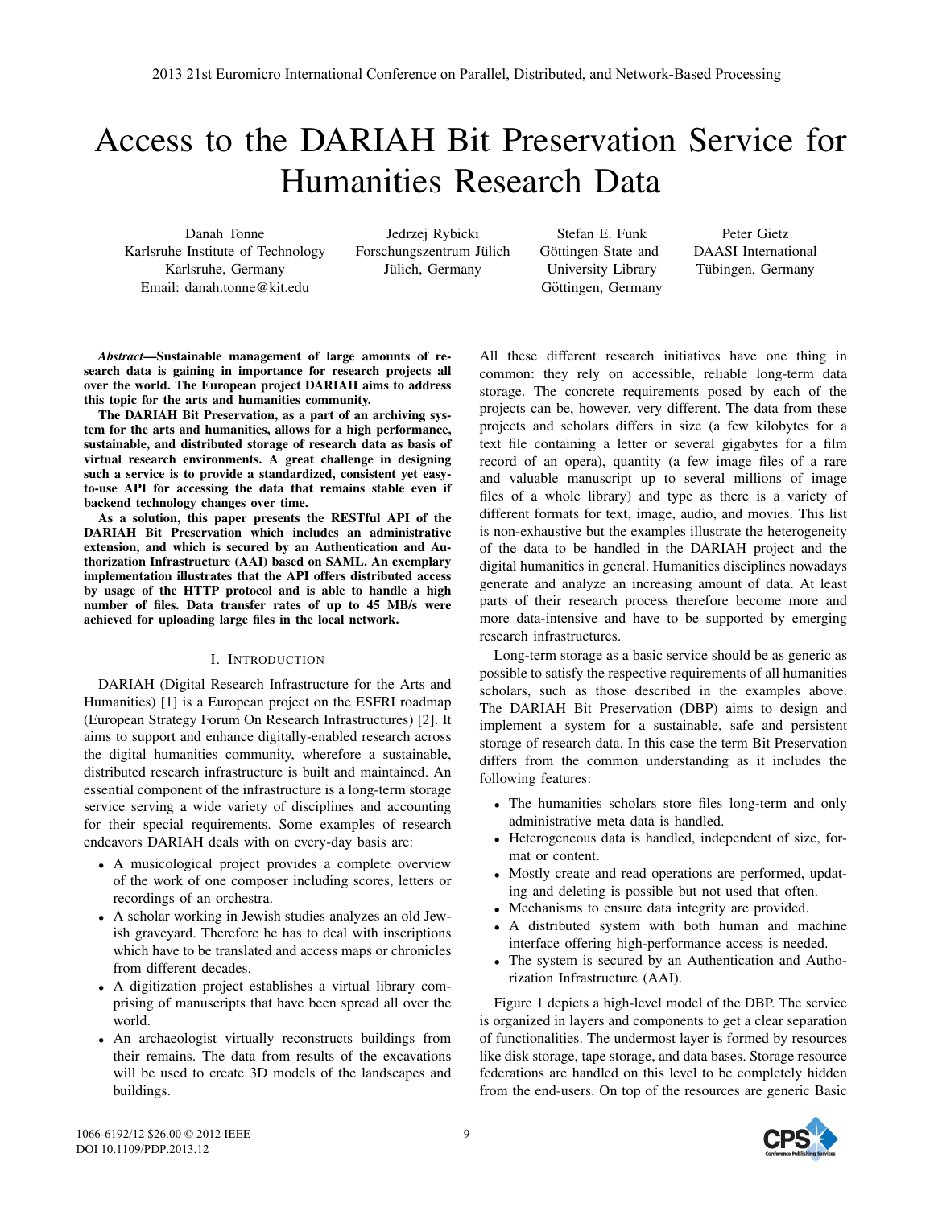# Access to the DARIAH Bit Preservation Service for Humanities Research Data

Danah Tonne
Karlsruhe Institute of Technology
Karlsruhe, Germany
Email: danah.tonne@kit.edu

Jedrzej Rybicki
Forschungszentrum Jülich
Jülich, Germany

Stefan E. Funk
Göttingen State and University Library
Göttingen, Germany

Peter Gietz
DAASI International
Tübingen, Germany

***Abstract*—Sustainable management of large amounts of research data is gaining in importance for research projects all over the world. The European project DARIAH aims to address this topic for the arts and humanities community.**

**The DARIAH Bit Preservation, as a part of an archiving system for the arts and humanities, allows for a high performance, sustainable, and distributed storage of research data as basis of virtual research environments. A great challenge in designing such a service is to provide a standardized, consistent yet easy-to-use API for accessing the data that remains stable even if backend technology changes over time.**

**As a solution, this paper presents the RESTful API of the DARIAH Bit Preservation which includes an administrative extension, and which is secured by an Authentication and Authorization Infrastructure (AAI) based on SAML. An exemplary implementation illustrates that the API offers distributed access by usage of the HTTP protocol and is able to handle a high number of files. Data transfer rates of up to 45 MB/s were achieved for uploading large files in the local network.**

## I. Introduction

DARIAH (Digital Research Infrastructure for the Arts and Humanities) [1] is a European project on the ESFRI roadmap (European Strategy Forum On Research Infrastructures) [2]. It aims to support and enhance digitally-enabled research across the digital humanities community, wherefore a sustainable, distributed research infrastructure is built and maintained. An essential component of the infrastructure is a long-term storage service serving a wide variety of disciplines and accounting for their special requirements. Some examples of research endeavors DARIAH deals with on every-day basis are:

- A musicological project provides a complete overview of the work of one composer including scores, letters or recordings of an orchestra.
- A scholar working in Jewish studies analyzes an old Jewish graveyard. Therefore he has to deal with inscriptions which have to be translated and access maps or chronicles from different decades.
- A digitization project establishes a virtual library comprising of manuscripts that have been spread all over the world.
- An archaeologist virtually reconstructs buildings from their remains. The data from results of the excavations will be used to create 3D models of the landscapes and buildings.

All these different research initiatives have one thing in common: they rely on accessible, reliable long-term data storage. The concrete requirements posed by each of the projects can be, however, very different. The data from these projects and scholars differs in size (a few kilobytes for a text file containing a letter or several gigabytes for a film record of an opera), quantity (a few image files of a rare and valuable manuscript up to several millions of image files of a whole library) and type as there is a variety of different formats for text, image, audio, and movies. This list is non-exhaustive but the examples illustrate the heterogeneity of the data to be handled in the DARIAH project and the digital humanities in general. Humanities disciplines nowadays generate and analyze an increasing amount of data. At least parts of their research process therefore become more and more data-intensive and have to be supported by emerging research infrastructures.

Long-term storage as a basic service should be as generic as possible to satisfy the respective requirements of all humanities scholars, such as those described in the examples above. The DARIAH Bit Preservation (DBP) aims to design and implement a system for a sustainable, safe and persistent storage of research data. In this case the term Bit Preservation differs from the common understanding as it includes the following features:

- The humanities scholars store files long-term and only administrative meta data is handled.
- Heterogeneous data is handled, independent of size, format or content.
- Mostly create and read operations are performed, updating and deleting is possible but not used that often.
- Mechanisms to ensure data integrity are provided.
- A distributed system with both human and machine interface offering high-performance access is needed.
- The system is secured by an Authentication and Authorization Infrastructure (AAI).

Figure 1 depicts a high-level model of the DBP. The service is organized in layers and components to get a clear separation of functionalities. The undermost layer is formed by resources like disk storage, tape storage, and data bases. Storage resource federations are handled on this level to be completely hidden from the end-users. On top of the resources are generic Basic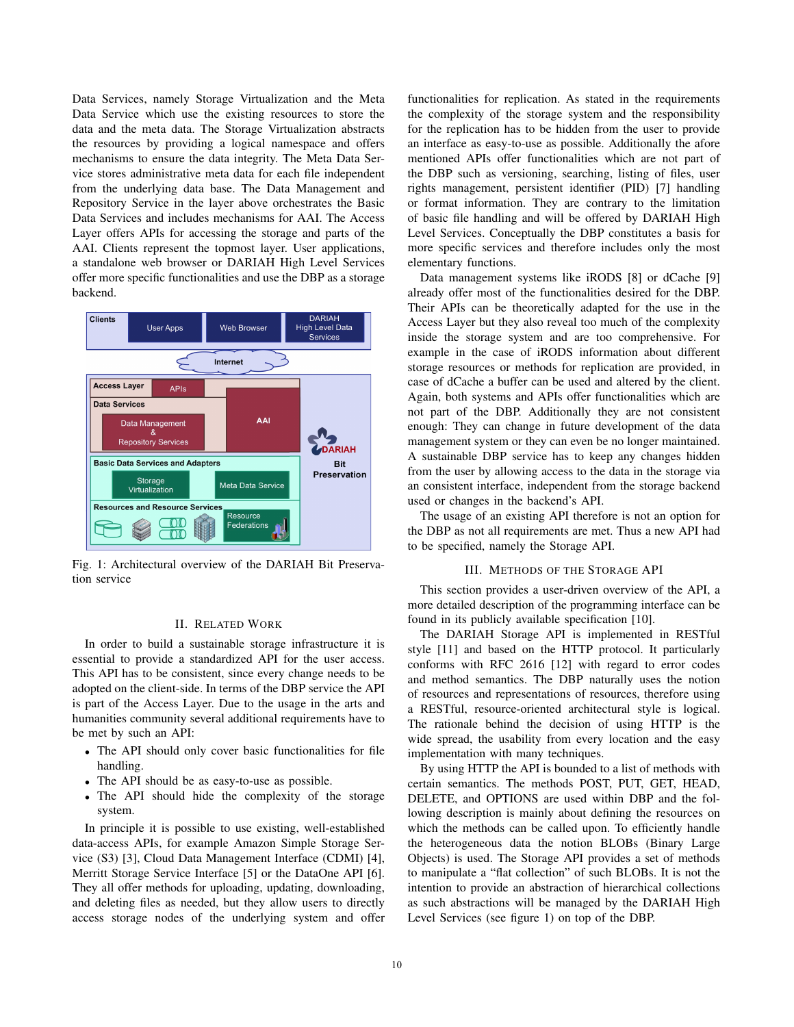Data Services, namely Storage Virtualization and the Meta Data Service which use the existing resources to store the data and the meta data. The Storage Virtualization abstracts the resources by providing a logical namespace and offers mechanisms to ensure the data integrity. The Meta Data Service stores administrative meta data for each file independent from the underlying data base. The Data Management and Repository Service in the layer above orchestrates the Basic Data Services and includes mechanisms for AAI. The Access Layer offers APIs for accessing the storage and parts of the AAI. Clients represent the topmost layer. User applications, a standalone web browser or DARIAH High Level Services offer more specific functionalities and use the DBP as a storage backend.

Fig. 1: Architectural overview of the DARIAH Bit Preservation service

## II. Related Work

In order to build a sustainable storage infrastructure it is essential to provide a standardized API for the user access. This API has to be consistent, since every change needs to be adopted on the client-side. In terms of the DBP service the API is part of the Access Layer. Due to the usage in the arts and humanities community several additional requirements have to be met by such an API:

- The API should only cover basic functionalities for file handling.
- The API should be as easy-to-use as possible.
- The API should hide the complexity of the storage system.

In principle it is possible to use existing, well-established data-access APIs, for example Amazon Simple Storage Service (S3) [3], Cloud Data Management Interface (CDMI) [4], Merritt Storage Service Interface [5] or the DataOne API [6]. They all offer methods for uploading, updating, downloading, and deleting files as needed, but they allow users to directly access storage nodes of the underlying system and offer functionalities for replication. As stated in the requirements the complexity of the storage system and the responsibility for the replication has to be hidden from the user to provide an interface as easy-to-use as possible. Additionally the afore mentioned APIs offer functionalities which are not part of the DBP such as versioning, searching, listing of files, user rights management, persistent identifier (PID) [7] handling or format information. They are contrary to the limitation of basic file handling and will be offered by DARIAH High Level Services. Conceptually the DBP constitutes a basis for more specific services and therefore includes only the most elementary functions.

Data management systems like iRODS [8] or dCache [9] already offer most of the functionalities desired for the DBP. Their APIs can be theoretically adapted for the use in the Access Layer but they also reveal too much of the complexity inside the storage system and are too comprehensive. For example in the case of iRODS information about different storage resources or methods for replication are provided, in case of dCache a buffer can be used and altered by the client. Again, both systems and APIs offer functionalities which are not part of the DBP. Additionally they are not consistent enough: They can change in future development of the data management system or they can even be no longer maintained. A sustainable DBP service has to keep any changes hidden from the user by allowing access to the data in the storage via an consistent interface, independent from the storage backend used or changes in the backend's API.

The usage of an existing API therefore is not an option for the DBP as not all requirements are met. Thus a new API had to be specified, namely the Storage API.

## III. Methods of the Storage API

This section provides a user-driven overview of the API, a more detailed description of the programming interface can be found in its publicly available specification [10].

The DARIAH Storage API is implemented in RESTful style [11] and based on the HTTP protocol. It particularly conforms with RFC 2616 [12] with regard to error codes and method semantics. The DBP naturally uses the notion of resources and representations of resources, therefore using a RESTful, resource-oriented architectural style is logical. The rationale behind the decision of using HTTP is the wide spread, the usability from every location and the easy implementation with many techniques.

By using HTTP the API is bounded to a list of methods with certain semantics. The methods POST, PUT, GET, HEAD, DELETE, and OPTIONS are used within DBP and the following description is mainly about defining the resources on which the methods can be called upon. To efficiently handle the heterogeneous data the notion BLOBs (Binary Large Objects) is used. The Storage API provides a set of methods to manipulate a "flat collection" of such BLOBs. It is not the intention to provide an abstraction of hierarchical collections as such abstractions will be managed by the DARIAH High Level Services (see figure 1) on top of the DBP.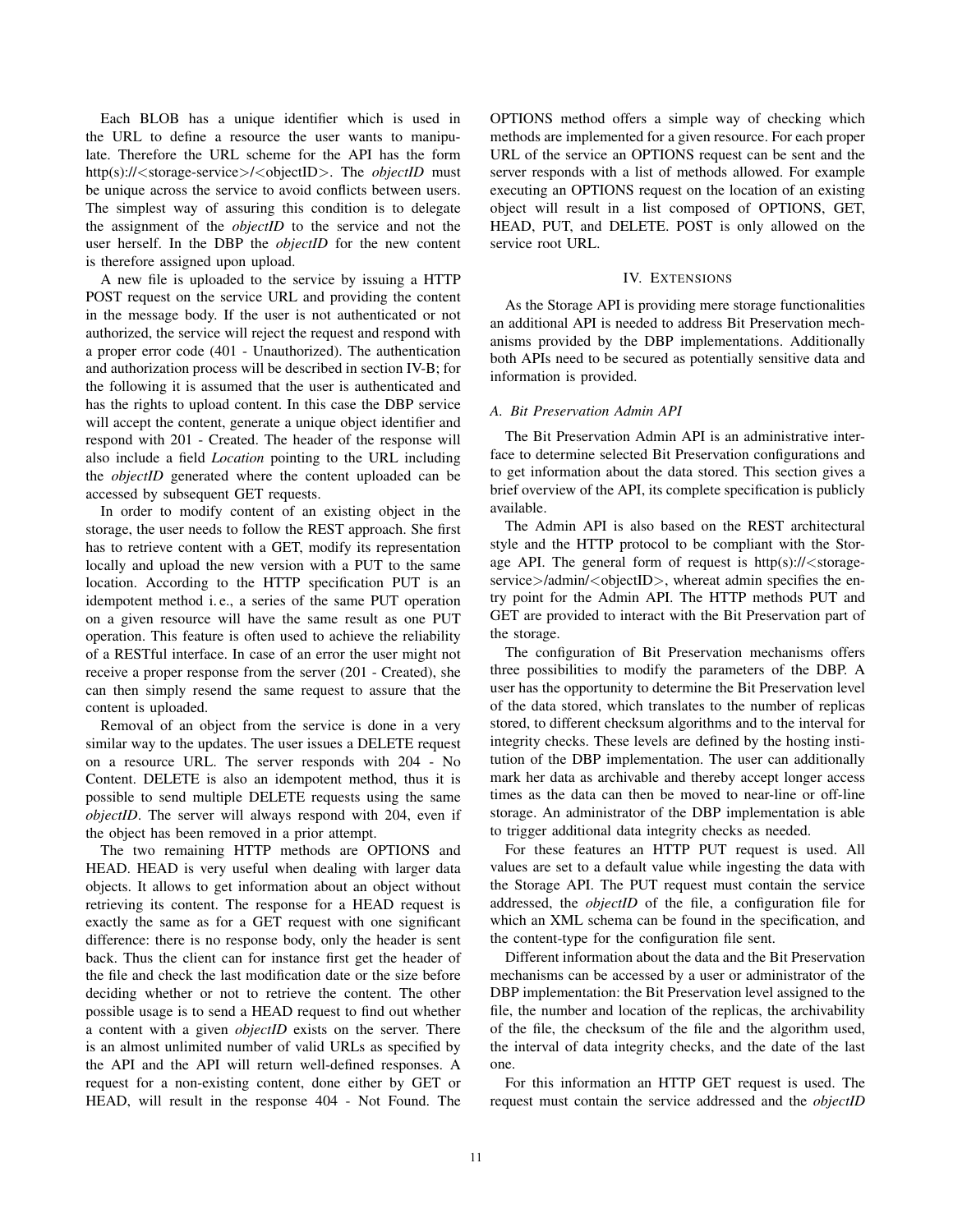Each BLOB has a unique identifier which is used in the URL to define a resource the user wants to manipulate. Therefore the URL scheme for the API has the form http(s)://<storage-service>/<objectID>. The *objectID* must be unique across the service to avoid conflicts between users. The simplest way of assuring this condition is to delegate the assignment of the *objectID* to the service and not the user herself. In the DBP the *objectID* for the new content is therefore assigned upon upload.

A new file is uploaded to the service by issuing a HTTP POST request on the service URL and providing the content in the message body. If the user is not authenticated or not authorized, the service will reject the request and respond with a proper error code (401 - Unauthorized). The authentication and authorization process will be described in section IV-B; for the following it is assumed that the user is authenticated and has the rights to upload content. In this case the DBP service will accept the content, generate a unique object identifier and respond with 201 - Created. The header of the response will also include a field *Location* pointing to the URL including the *objectID* generated where the content uploaded can be accessed by subsequent GET requests.

In order to modify content of an existing object in the storage, the user needs to follow the REST approach. She first has to retrieve content with a GET, modify its representation locally and upload the new version with a PUT to the same location. According to the HTTP specification PUT is an idempotent method i. e., a series of the same PUT operation on a given resource will have the same result as one PUT operation. This feature is often used to achieve the reliability of a RESTful interface. In case of an error the user might not receive a proper response from the server (201 - Created), she can then simply resend the same request to assure that the content is uploaded.

Removal of an object from the service is done in a very similar way to the updates. The user issues a DELETE request on a resource URL. The server responds with 204 - No Content. DELETE is also an idempotent method, thus it is possible to send multiple DELETE requests using the same *objectID*. The server will always respond with 204, even if the object has been removed in a prior attempt.

The two remaining HTTP methods are OPTIONS and HEAD. HEAD is very useful when dealing with larger data objects. It allows to get information about an object without retrieving its content. The response for a HEAD request is exactly the same as for a GET request with one significant difference: there is no response body, only the header is sent back. Thus the client can for instance first get the header of the file and check the last modification date or the size before deciding whether or not to retrieve the content. The other possible usage is to send a HEAD request to find out whether a content with a given *objectID* exists on the server. There is an almost unlimited number of valid URLs as specified by the API and the API will return well-defined responses. A request for a non-existing content, done either by GET or HEAD, will result in the response 404 - Not Found. The OPTIONS method offers a simple way of checking which methods are implemented for a given resource. For each proper URL of the service an OPTIONS request can be sent and the server responds with a list of methods allowed. For example executing an OPTIONS request on the location of an existing object will result in a list composed of OPTIONS, GET, HEAD, PUT, and DELETE. POST is only allowed on the service root URL.

## IV. Extensions

As the Storage API is providing mere storage functionalities an additional API is needed to address Bit Preservation mechanisms provided by the DBP implementations. Additionally both APIs need to be secured as potentially sensitive data and information is provided.

### A. Bit Preservation Admin API

The Bit Preservation Admin API is an administrative interface to determine selected Bit Preservation configurations and to get information about the data stored. This section gives a brief overview of the API, its complete specification is publicly available.

The Admin API is also based on the REST architectural style and the HTTP protocol to be compliant with the Storage API. The general form of request is http(s)://<storage-service>/admin/<objectID>, whereat admin specifies the entry point for the Admin API. The HTTP methods PUT and GET are provided to interact with the Bit Preservation part of the storage.

The configuration of Bit Preservation mechanisms offers three possibilities to modify the parameters of the DBP. A user has the opportunity to determine the Bit Preservation level of the data stored, which translates to the number of replicas stored, to different checksum algorithms and to the interval for integrity checks. These levels are defined by the hosting institution of the DBP implementation. The user can additionally mark her data as archivable and thereby accept longer access times as the data can then be moved to near-line or off-line storage. An administrator of the DBP implementation is able to trigger additional data integrity checks as needed.

For these features an HTTP PUT request is used. All values are set to a default value while ingesting the data with the Storage API. The PUT request must contain the service addressed, the *objectID* of the file, a configuration file for which an XML schema can be found in the specification, and the content-type for the configuration file sent.

Different information about the data and the Bit Preservation mechanisms can be accessed by a user or administrator of the DBP implementation: the Bit Preservation level assigned to the file, the number and location of the replicas, the archivability of the file, the checksum of the file and the algorithm used, the interval of data integrity checks, and the date of the last one.

For this information an HTTP GET request is used. The request must contain the service addressed and the *objectID*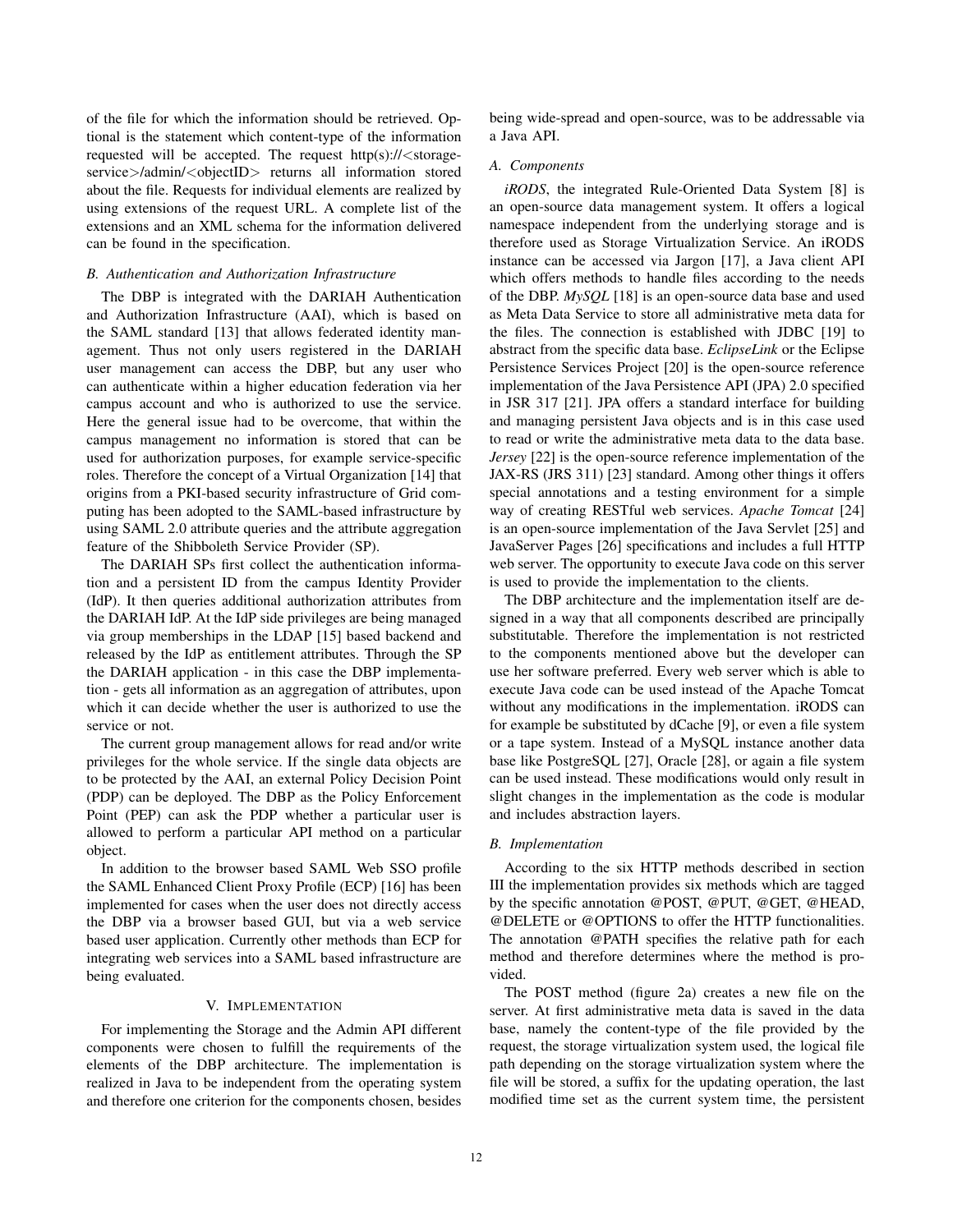of the file for which the information should be retrieved. Optional is the statement which content-type of the information requested will be accepted. The request http(s)://<storage-service>/admin/<objectID> returns all information stored about the file. Requests for individual elements are realized by using extensions of the request URL. A complete list of the extensions and an XML schema for the information delivered can be found in the specification.

### *B. Authentication and Authorization Infrastructure*

The DBP is integrated with the DARIAH Authentication and Authorization Infrastructure (AAI), which is based on the SAML standard [13] that allows federated identity management. Thus not only users registered in the DARIAH user management can access the DBP, but any user who can authenticate within a higher education federation via her campus account and who is authorized to use the service. Here the general issue had to be overcome, that within the campus management no information is stored that can be used for authorization purposes, for example service-specific roles. Therefore the concept of a Virtual Organization [14] that origins from a PKI-based security infrastructure of Grid computing has been adopted to the SAML-based infrastructure by using SAML 2.0 attribute queries and the attribute aggregation feature of the Shibboleth Service Provider (SP).

The DARIAH SPs first collect the authentication information and a persistent ID from the campus Identity Provider (IdP). It then queries additional authorization attributes from the DARIAH IdP. At the IdP side privileges are being managed via group memberships in the LDAP [15] based backend and released by the IdP as entitlement attributes. Through the SP the DARIAH application - in this case the DBP implementation - gets all information as an aggregation of attributes, upon which it can decide whether the user is authorized to use the service or not.

The current group management allows for read and/or write privileges for the whole service. If the single data objects are to be protected by the AAI, an external Policy Decision Point (PDP) can be deployed. The DBP as the Policy Enforcement Point (PEP) can ask the PDP whether a particular user is allowed to perform a particular API method on a particular object.

In addition to the browser based SAML Web SSO profile the SAML Enhanced Client Proxy Profile (ECP) [16] has been implemented for cases when the user does not directly access the DBP via a browser based GUI, but via a web service based user application. Currently other methods than ECP for integrating web services into a SAML based infrastructure are being evaluated.

## V. Implementation

For implementing the Storage and the Admin API different components were chosen to fulfill the requirements of the elements of the DBP architecture. The implementation is realized in Java to be independent from the operating system and therefore one criterion for the components chosen, besides being wide-spread and open-source, was to be addressable via a Java API.

### *A. Components*

*iRODS*, the integrated Rule-Oriented Data System [8] is an open-source data management system. It offers a logical namespace independent from the underlying storage and is therefore used as Storage Virtualization Service. An iRODS instance can be accessed via Jargon [17], a Java client API which offers methods to handle files according to the needs of the DBP. *MySQL* [18] is an open-source data base and used as Meta Data Service to store all administrative meta data for the files. The connection is established with JDBC [19] to abstract from the specific data base. *EclipseLink* or the Eclipse Persistence Services Project [20] is the open-source reference implementation of the Java Persistence API (JPA) 2.0 specified in JSR 317 [21]. JPA offers a standard interface for building and managing persistent Java objects and is in this case used to read or write the administrative meta data to the data base. *Jersey* [22] is the open-source reference implementation of the JAX-RS (JRS 311) [23] standard. Among other things it offers special annotations and a testing environment for a simple way of creating RESTful web services. *Apache Tomcat* [24] is an open-source implementation of the Java Servlet [25] and JavaServer Pages [26] specifications and includes a full HTTP web server. The opportunity to execute Java code on this server is used to provide the implementation to the clients.

The DBP architecture and the implementation itself are designed in a way that all components described are principally substitutable. Therefore the implementation is not restricted to the components mentioned above but the developer can use her software preferred. Every web server which is able to execute Java code can be used instead of the Apache Tomcat without any modifications in the implementation. iRODS can for example be substituted by dCache [9], or even a file system or a tape system. Instead of a MySQL instance another data base like PostgreSQL [27], Oracle [28], or again a file system can be used instead. These modifications would only result in slight changes in the implementation as the code is modular and includes abstraction layers.

### *B. Implementation*

According to the six HTTP methods described in section III the implementation provides six methods which are tagged by the specific annotation @POST, @PUT, @GET, @HEAD, @DELETE or @OPTIONS to offer the HTTP functionalities. The annotation @PATH specifies the relative path for each method and therefore determines where the method is provided.

The POST method (figure 2a) creates a new file on the server. At first administrative meta data is saved in the data base, namely the content-type of the file provided by the request, the storage virtualization system used, the logical file path depending on the storage virtualization system where the file will be stored, a suffix for the updating operation, the last modified time set as the current system time, the persistent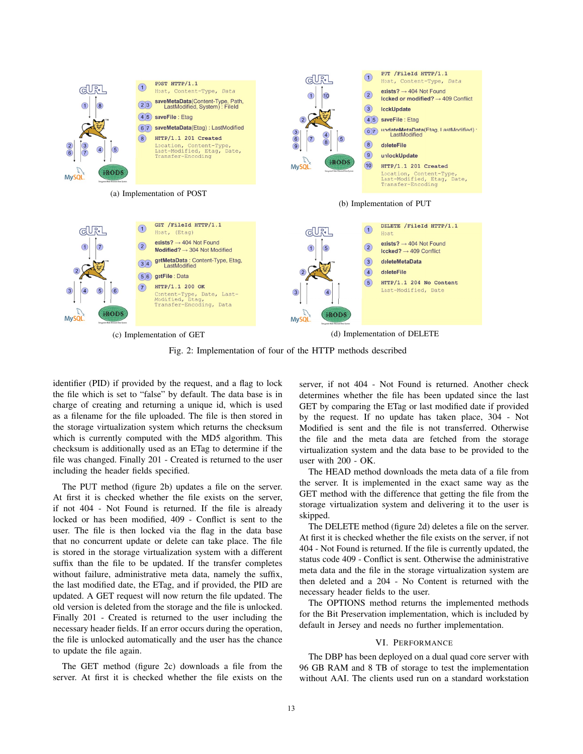| | |
|---|---|
| 1 | POST HTTP/1.1<br>Host, Content-Type, Data |
| 2 3 | saveMetaData(Content-Type, Path, LastModified, System) : FileId |
| 4 5 | saveFile : Etag |
| 6 7 | saveMetaData(Etag) : LastModified |
| 8 | HTTP/1.1 201 Created<br>Location, Content-Type, Last-Modified, Etag, Date, Transfer-Encoding |

(a) Implementation of POST

| | |
|---|---|
| 1 | PUT /FileId HTTP/1.1<br>Host, Content-Type, Data |
| 2 | exists? → 404 Not Found<br>locked or modified? → 409 Conflict |
| 3 | lockUpdate |
| 4 5 | saveFile : Etag |
| 6 7 | updateMetaData(Etag, LastModified) : LastModified |
| 8 | deleteFile |
| 9 | unlockUpdate |
| 10 | HTTP/1.1 201 Created<br>Location, Content-Type, Last-Modified, Etag, Date, Transfer-Encoding |

(b) Implementation of PUT

| | |
|---|---|
| 1 | GET /FileId HTTP/1.1<br>Host, (Etag) |
| 2 | exists? → 404 Not Found<br>Modified? → 304 Not Modified |
| 3 4 | getMetaData : Content-Type, Etag, LastModified |
| 5 6 | getFile : Data |
| 7 | HTTP/1.1 200 OK<br>Content-Type, Date, Last-Modified, Etag, Transfer-Encoding, Data |

(c) Implementation of GET

| | |
|---|---|
| 1 | DELETE /FileId HTTP/1.1<br>Host |
| 2 | exists? → 404 Not Found<br>locked? → 409 Conflict |
| 3 | deleteMetaData |
| 4 | deleteFile |
| 5 | HTTP/1.1 204 No Content<br>Last-Modified, Date |

(d) Implementation of DELETE

Fig. 2: Implementation of four of the HTTP methods described

identifier (PID) if provided by the request, and a flag to lock the file which is set to "false" by default. The data base is in charge of creating and returning a unique id, which is used as a filename for the file uploaded. The file is then stored in the storage virtualization system which returns the checksum which is currently computed with the MD5 algorithm. This checksum is additionally used as an ETag to determine if the file was changed. Finally 201 - Created is returned to the user including the header fields specified.

The PUT method (figure 2b) updates a file on the server. At first it is checked whether the file exists on the server, if not 404 - Not Found is returned. If the file is already locked or has been modified, 409 - Conflict is sent to the user. The file is then locked via the flag in the data base that no concurrent update or delete can take place. The file is stored in the storage virtualization system with a different suffix than the file to be updated. If the transfer completes without failure, administrative meta data, namely the suffix, the last modified date, the ETag, and if provided, the PID are updated. A GET request will now return the file updated. The old version is deleted from the storage and the file is unlocked. Finally 201 - Created is returned to the user including the necessary header fields. If an error occurs during the operation, the file is unlocked automatically and the user has the chance to update the file again.

The GET method (figure 2c) downloads a file from the server. At first it is checked whether the file exists on the server, if not 404 - Not Found is returned. Another check determines whether the file has been updated since the last GET by comparing the ETag or last modified date if provided by the request. If no update has taken place, 304 - Not Modified is sent and the file is not transferred. Otherwise the file and the meta data are fetched from the storage virtualization system and the data base to be provided to the user with 200 - OK.

The HEAD method downloads the meta data of a file from the server. It is implemented in the exact same way as the GET method with the difference that getting the file from the storage virtualization system and delivering it to the user is skipped.

The DELETE method (figure 2d) deletes a file on the server. At first it is checked whether the file exists on the server, if not 404 - Not Found is returned. If the file is currently updated, the status code 409 - Conflict is sent. Otherwise the administrative meta data and the file in the storage virtualization system are then deleted and a 204 - No Content is returned with the necessary header fields to the user.

The OPTIONS method returns the implemented methods for the Bit Preservation implementation, which is included by default in Jersey and needs no further implementation.

## VI. Performance

The DBP has been deployed on a dual quad core server with 96 GB RAM and 8 TB of storage to test the implementation without AAI. The clients used run on a standard workstation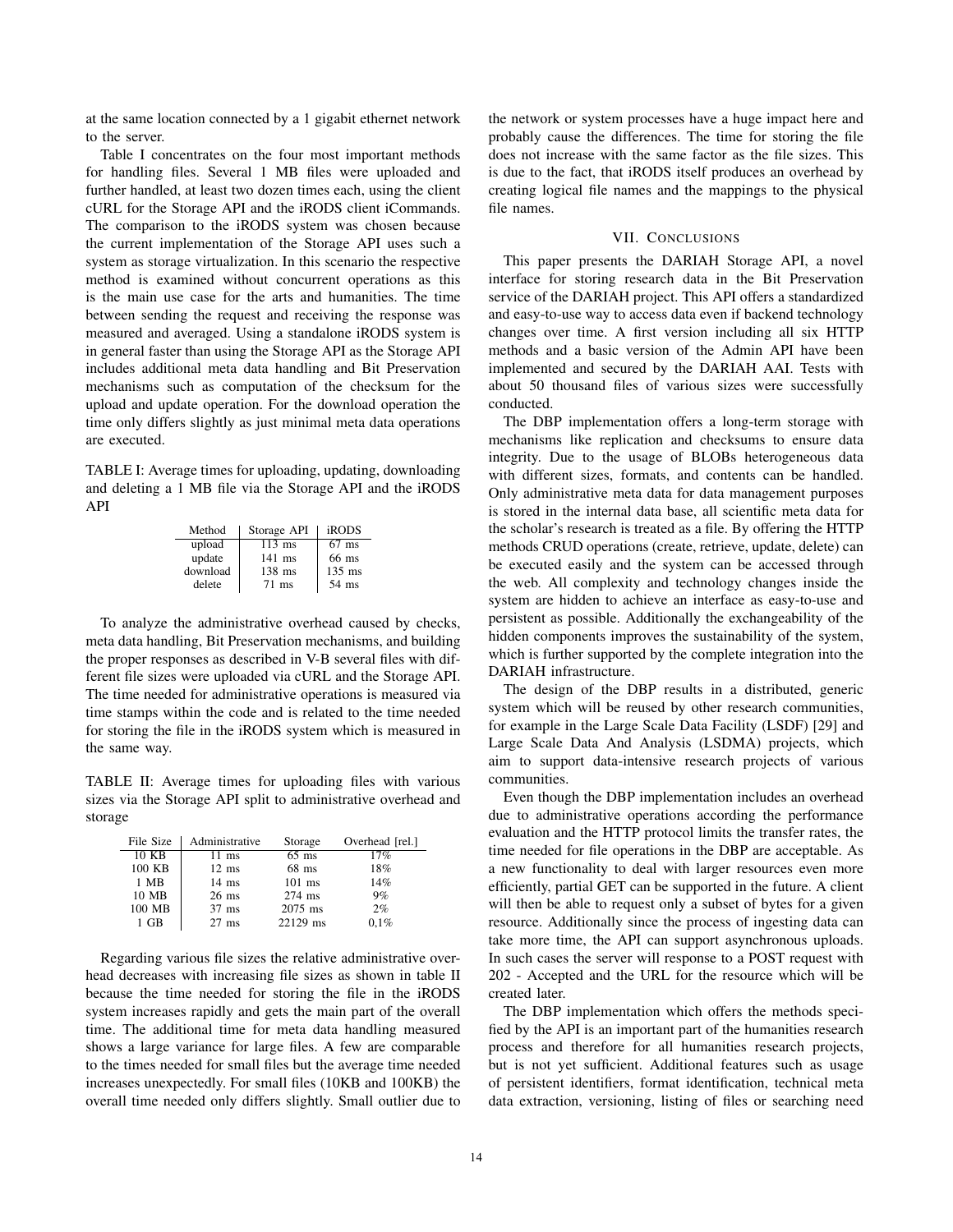at the same location connected by a 1 gigabit ethernet network to the server.

Table I concentrates on the four most important methods for handling files. Several 1 MB files were uploaded and further handled, at least two dozen times each, using the client cURL for the Storage API and the iRODS client iCommands. The comparison to the iRODS system was chosen because the current implementation of the Storage API uses such a system as storage virtualization. In this scenario the respective method is examined without concurrent operations as this is the main use case for the arts and humanities. The time between sending the request and receiving the response was measured and averaged. Using a standalone iRODS system is in general faster than using the Storage API as the Storage API includes additional meta data handling and Bit Preservation mechanisms such as computation of the checksum for the upload and update operation. For the download operation the time only differs slightly as just minimal meta data operations are executed.

TABLE I: Average times for uploading, updating, downloading and deleting a 1 MB file via the Storage API and the iRODS API

| Method | Storage API | iRODS |
|---|---|---|
| upload | 113 ms | 67 ms |
| update | 141 ms | 66 ms |
| download | 138 ms | 135 ms |
| delete | 71 ms | 54 ms |

To analyze the administrative overhead caused by checks, meta data handling, Bit Preservation mechanisms, and building the proper responses as described in V-B several files with different file sizes were uploaded via cURL and the Storage API. The time needed for administrative operations is measured via time stamps within the code and is related to the time needed for storing the file in the iRODS system which is measured in the same way.

TABLE II: Average times for uploading files with various sizes via the Storage API split to administrative overhead and storage

| File Size | Administrative | Storage | Overhead [rel.] |
|---|---|---|---|
| 10 KB | 11 ms | 65 ms | 17% |
| 100 KB | 12 ms | 68 ms | 18% |
| 1 MB | 14 ms | 101 ms | 14% |
| 10 MB | 26 ms | 274 ms | 9% |
| 100 MB | 37 ms | 2075 ms | 2% |
| 1 GB | 27 ms | 22129 ms | 0,1% |

Regarding various file sizes the relative administrative overhead decreases with increasing file sizes as shown in table II because the time needed for storing the file in the iRODS system increases rapidly and gets the main part of the overall time. The additional time for meta data handling measured shows a large variance for large files. A few are comparable to the times needed for small files but the average time needed increases unexpectedly. For small files (10KB and 100KB) the overall time needed only differs slightly. Small outlier due to the network or system processes have a huge impact here and probably cause the differences. The time for storing the file does not increase with the same factor as the file sizes. This is due to the fact, that iRODS itself produces an overhead by creating logical file names and the mappings to the physical file names.

## VII. Conclusions

This paper presents the DARIAH Storage API, a novel interface for storing research data in the Bit Preservation service of the DARIAH project. This API offers a standardized and easy-to-use way to access data even if backend technology changes over time. A first version including all six HTTP methods and a basic version of the Admin API have been implemented and secured by the DARIAH AAI. Tests with about 50 thousand files of various sizes were successfully conducted.

The DBP implementation offers a long-term storage with mechanisms like replication and checksums to ensure data integrity. Due to the usage of BLOBs heterogeneous data with different sizes, formats, and contents can be handled. Only administrative meta data for data management purposes is stored in the internal data base, all scientific meta data for the scholar's research is treated as a file. By offering the HTTP methods CRUD operations (create, retrieve, update, delete) can be executed easily and the system can be accessed through the web. All complexity and technology changes inside the system are hidden to achieve an interface as easy-to-use and persistent as possible. Additionally the exchangeability of the hidden components improves the sustainability of the system, which is further supported by the complete integration into the DARIAH infrastructure.

The design of the DBP results in a distributed, generic system which will be reused by other research communities, for example in the Large Scale Data Facility (LSDF) [29] and Large Scale Data And Analysis (LSDMA) projects, which aim to support data-intensive research projects of various communities.

Even though the DBP implementation includes an overhead due to administrative operations according the performance evaluation and the HTTP protocol limits the transfer rates, the time needed for file operations in the DBP are acceptable. As a new functionality to deal with larger resources even more efficiently, partial GET can be supported in the future. A client will then be able to request only a subset of bytes for a given resource. Additionally since the process of ingesting data can take more time, the API can support asynchronous uploads. In such cases the server will response to a POST request with 202 - Accepted and the URL for the resource which will be created later.

The DBP implementation which offers the methods specified by the API is an important part of the humanities research process and therefore for all humanities research projects, but is not yet sufficient. Additional features such as usage of persistent identifiers, format identification, technical meta data extraction, versioning, listing of files or searching need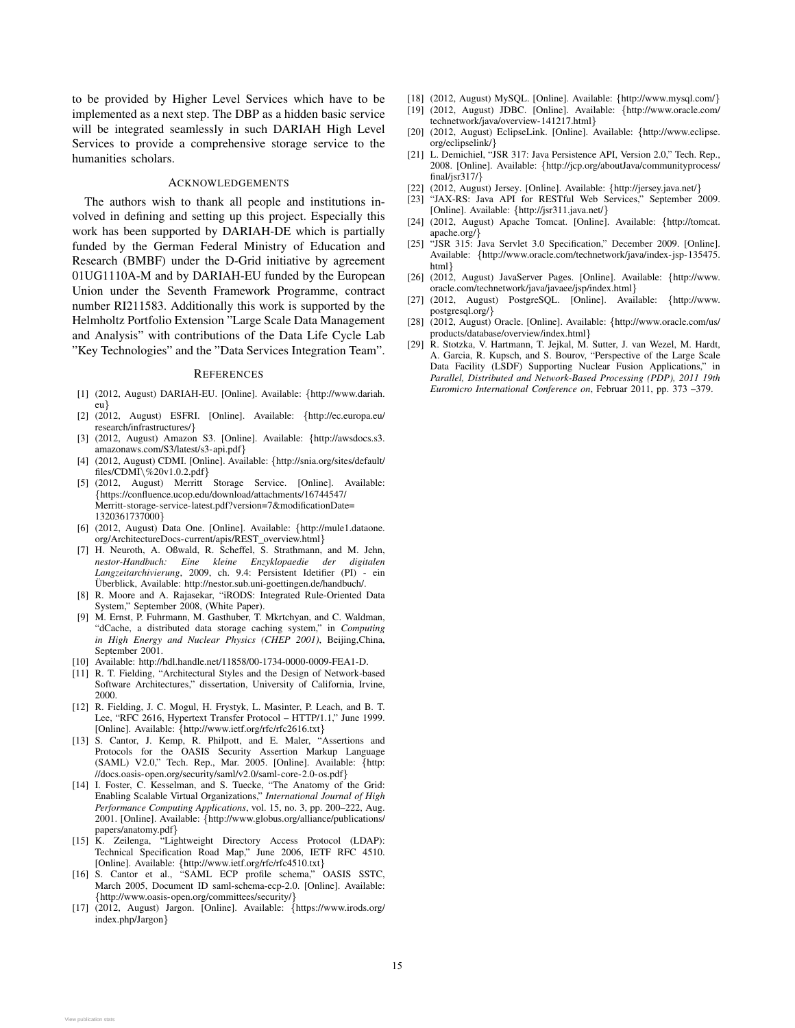to be provided by Higher Level Services which have to be implemented as a next step. The DBP as a hidden basic service will be integrated seamlessly in such DARIAH High Level Services to provide a comprehensive storage service to the humanities scholars.

## Acknowledgements

The authors wish to thank all people and institutions involved in defining and setting up this project. Especially this work has been supported by DARIAH-DE which is partially funded by the German Federal Ministry of Education and Research (BMBF) under the D-Grid initiative by agreement 01UG1110A-M and by DARIAH-EU funded by the European Union under the Seventh Framework Programme, contract number RI211583. Additionally this work is supported by the Helmholtz Portfolio Extension "Large Scale Data Management and Analysis" with contributions of the Data Life Cycle Lab "Key Technologies" and the "Data Services Integration Team".

## References

[1] (2012, August) DARIAH-EU. [Online]. Available: {http://www.dariah.eu}

[2] (2012, August) ESFRI. [Online]. Available: {http://ec.europa.eu/research/infrastructures/}

[3] (2012, August) Amazon S3. [Online]. Available: {http://awsdocs.s3.amazonaws.com/S3/latest/s3-api.pdf}

[4] (2012, August) CDMI. [Online]. Available: {http://snia.org/sites/default/files/CDMI\%20v1.0.2.pdf}

[5] (2012, August) Merritt Storage Service. [Online]. Available: {https://confluence.ucop.edu/download/attachments/16744547/Merritt-storage-service-latest.pdf?version=7&modificationDate=1320361737000}

[6] (2012, August) Data One. [Online]. Available: {http://mule1.dataone.org/ArchitectureDocs-current/apis/REST_overview.html}

[7] H. Neuroth, A. Oßwald, R. Scheffel, S. Strathmann, and M. Jehn, *nestor-Handbuch: Eine kleine Enzyklopaedie der digitalen Langzeitarchivierung*, 2009, ch. 9.4: Persistent Idetifier (PI) - ein Überblick, Available: http://nestor.sub.uni-goettingen.de/handbuch/.

[8] R. Moore and A. Rajasekar, "iRODS: Integrated Rule-Oriented Data System," September 2008, (White Paper).

[9] M. Ernst, P. Fuhrmann, M. Gasthuber, T. Mkrtchyan, and C. Waldman, "dCache, a distributed data storage caching system," in *Computing in High Energy and Nuclear Physics (CHEP 2001)*, Beijing,China, September 2001.

[10] Available: http://hdl.handle.net/11858/00-1734-0000-0009-FEA1-D.

[11] R. T. Fielding, "Architectural Styles and the Design of Network-based Software Architectures," dissertation, University of California, Irvine, 2000.

[12] R. Fielding, J. C. Mogul, H. Frystyk, L. Masinter, P. Leach, and B. T. Lee, "RFC 2616, Hypertext Transfer Protocol – HTTP/1.1," June 1999. [Online]. Available: {http://www.ietf.org/rfc/rfc2616.txt}

[13] S. Cantor, J. Kemp, R. Philpott, and E. Maler, "Assertions and Protocols for the OASIS Security Assertion Markup Language (SAML) V2.0," Tech. Rep., Mar. 2005. [Online]. Available: {http://docs.oasis-open.org/security/saml/v2.0/saml-core-2.0-os.pdf}

[14] I. Foster, C. Kesselman, and S. Tuecke, "The Anatomy of the Grid: Enabling Scalable Virtual Organizations," *International Journal of High Performance Computing Applications*, vol. 15, no. 3, pp. 200–222, Aug. 2001. [Online]. Available: {http://www.globus.org/alliance/publications/papers/anatomy.pdf}

[15] K. Zeilenga, "Lightweight Directory Access Protocol (LDAP): Technical Specification Road Map," June 2006, IETF RFC 4510. [Online]. Available: {http://www.ietf.org/rfc/rfc4510.txt}

[16] S. Cantor et al., "SAML ECP profile schema," OASIS SSTC, March 2005, Document ID saml-schema-ecp-2.0. [Online]. Available: {http://www.oasis-open.org/committees/security/}

[17] (2012, August) Jargon. [Online]. Available: {https://www.irods.org/index.php/Jargon}

[18] (2012, August) MySQL. [Online]. Available: {http://www.mysql.com/}

[19] (2012, August) JDBC. [Online]. Available: {http://www.oracle.com/technetwork/java/overview-141217.html}

[20] (2012, August) EclipseLink. [Online]. Available: {http://www.eclipse.org/eclipselink/}

[21] L. Demichiel, "JSR 317: Java Persistence API, Version 2.0," Tech. Rep., 2008. [Online]. Available: {http://jcp.org/aboutJava/communityprocess/final/jsr317/}

[22] (2012, August) Jersey. [Online]. Available: {http://jersey.java.net/}

[23] "JAX-RS: Java API for RESTful Web Services," September 2009. [Online]. Available: {http://jsr311.java.net/}

[24] (2012, August) Apache Tomcat. [Online]. Available: {http://tomcat.apache.org/}

[25] "JSR 315: Java Servlet 3.0 Specification," December 2009. [Online]. Available: {http://www.oracle.com/technetwork/java/index-jsp-135475.html}

[26] (2012, August) JavaServer Pages. [Online]. Available: {http://www.oracle.com/technetwork/java/javaee/jsp/index.html}

[27] (2012, August) PostgreSQL. [Online]. Available: {http://www.postgresql.org/}

[28] (2012, August) Oracle. [Online]. Available: {http://www.oracle.com/us/products/database/overview/index.html}

[29] R. Stotzka, V. Hartmann, T. Jejkal, M. Sutter, J. van Wezel, M. Hardt, A. Garcia, R. Kupsch, and S. Bourov, "Perspective of the Large Scale Data Facility (LSDF) Supporting Nuclear Fusion Applications," in *Parallel, Distributed and Network-Based Processing (PDP), 2011 19th Euromicro International Conference on*, Februar 2011, pp. 373 –379.